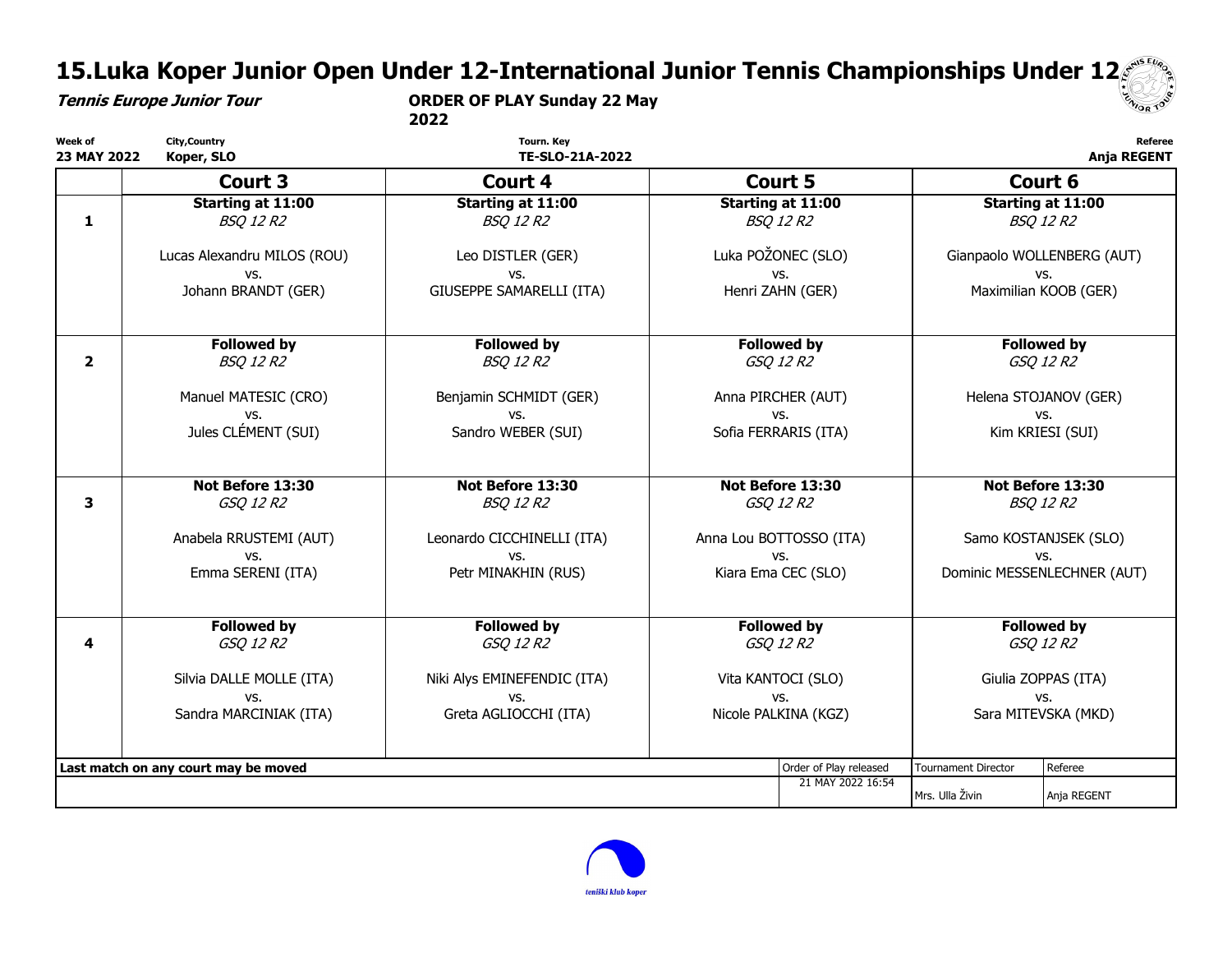# 15.Luka Koper Junior Open Under 12-International Junior Tennis Championships Under 12

***Tennis Europe Junior Tour***

**ORDER OF PLAY Sunday 22 May 2022**

| Week of | City,Country | Tourn. Key | Referee |
|---|---|---|---|
| **23 MAY 2022** | **Koper, SLO** | **TE-SLO-21A-2022** | **Anja REGENT** |

| | Court 3 | Court 4 | Court 5 | Court 6 |
|---|---|---|---|---|
| **1** | **Starting at 11:00**<br>*BSQ 12 R2*<br><br>Lucas Alexandru MILOS (ROU)<br>vs.<br>Johann BRANDT (GER) | **Starting at 11:00**<br>*BSQ 12 R2*<br><br>Leo DISTLER (GER)<br>vs.<br>GIUSEPPE SAMARELLI (ITA) | **Starting at 11:00**<br>*BSQ 12 R2*<br><br>Luka POŽONEC (SLO)<br>vs.<br>Henri ZAHN (GER) | **Starting at 11:00**<br>*BSQ 12 R2*<br><br>Gianpaolo WOLLENBERG (AUT)<br>vs.<br>Maximilian KOOB (GER) |
| **2** | **Followed by**<br>*BSQ 12 R2*<br><br>Manuel MATESIC (CRO)<br>vs.<br>Jules CLÉMENT (SUI) | **Followed by**<br>*BSQ 12 R2*<br><br>Benjamin SCHMIDT (GER)<br>vs.<br>Sandro WEBER (SUI) | **Followed by**<br>*GSQ 12 R2*<br><br>Anna PIRCHER (AUT)<br>vs.<br>Sofia FERRARIS (ITA) | **Followed by**<br>*GSQ 12 R2*<br><br>Helena STOJANOV (GER)<br>vs.<br>Kim KRIESI (SUI) |
| **3** | **Not Before 13:30**<br>*GSQ 12 R2*<br><br>Anabela RRUSTEMI (AUT)<br>vs.<br>Emma SERENI (ITA) | **Not Before 13:30**<br>*BSQ 12 R2*<br><br>Leonardo CICCHINELLI (ITA)<br>vs.<br>Petr MINAKHIN (RUS) | **Not Before 13:30**<br>*GSQ 12 R2*<br><br>Anna Lou BOTTOSSO (ITA)<br>vs.<br>Kiara Ema CEC (SLO) | **Not Before 13:30**<br>*BSQ 12 R2*<br><br>Samo KOSTANJSEK (SLO)<br>vs.<br>Dominic MESSENLECHNER (AUT) |
| **4** | **Followed by**<br>*GSQ 12 R2*<br><br>Silvia DALLE MOLLE (ITA)<br>vs.<br>Sandra MARCINIAK (ITA) | **Followed by**<br>*GSQ 12 R2*<br><br>Niki Alys EMINEFENDIC (ITA)<br>vs.<br>Greta AGLIOCCHI (ITA) | **Followed by**<br>*GSQ 12 R2*<br><br>Vita KANTOCI (SLO)<br>vs.<br>Nicole PALKINA (KGZ) | **Followed by**<br>*GSQ 12 R2*<br><br>Giulia ZOPPAS (ITA)<br>vs.<br>Sara MITEVSKA (MKD) |

| Last match on any court may be moved | Order of Play released | Tournament Director | Referee |
|---|---|---|---|
| | 21 MAY 2022 16:54 | Mrs. Ulla Živin | Anja REGENT |

teniški klub koper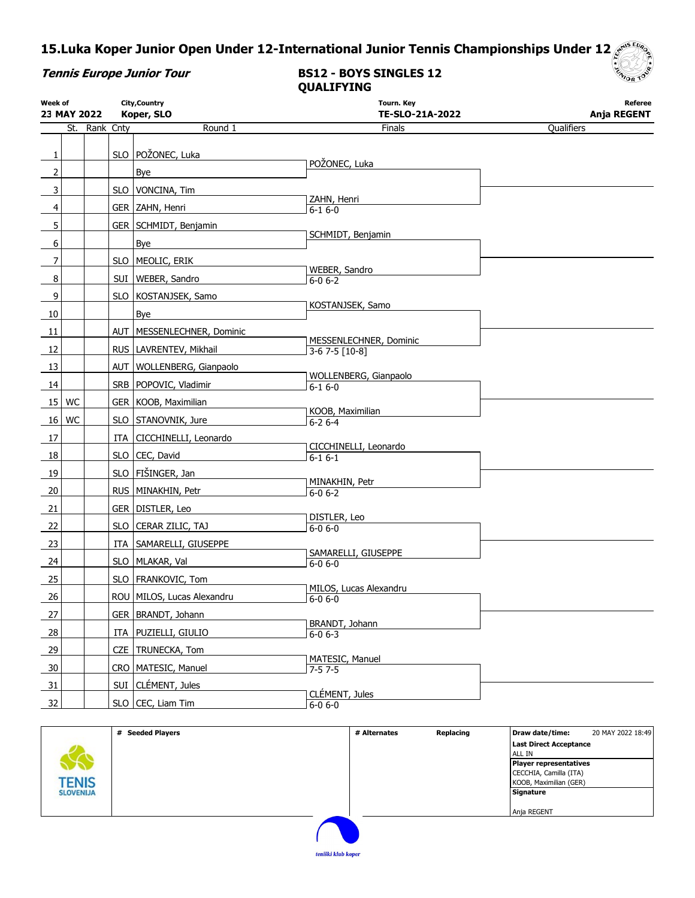# 15.Luka Koper Junior Open Under 12-International Junior Tennis Championships Under 12

***Tennis Europe Junior Tour***

**BS12 - BOYS SINGLES 12 QUALIFYING**

| Week of | City,Country | Tourn. Key | Referee |
|---|---|---|---|
| **23 MAY 2022** | **Koper, SLO** | **TE-SLO-21A-2022** | **Anja REGENT** |

| # | St. | Rank | Cnty | Round 1 | Finals | Qualifiers |
|---|---|---|---|---|---|---|
| 1 | | | SLO | POŽONEC, Luka | POŽONEC, Luka | |
| 2 | | | | Bye | | |
| 3 | | | SLO | VONCINA, Tim | ZAHN, Henri 6-1 6-0 | |
| 4 | | | GER | ZAHN, Henri | | |
| 5 | | | GER | SCHMIDT, Benjamin | SCHMIDT, Benjamin | |
| 6 | | | | Bye | | |
| 7 | | | SLO | MEOLIC, ERIK | WEBER, Sandro 6-0 6-2 | |
| 8 | | | SUI | WEBER, Sandro | | |
| 9 | | | SLO | KOSTANJSEK, Samo | KOSTANJSEK, Samo | |
| 10 | | | | Bye | | |
| 11 | | | AUT | MESSENLECHNER, Dominic | MESSENLECHNER, Dominic 3-6 7-5 [10-8] | |
| 12 | | | RUS | LAVRENTEV, Mikhail | | |
| 13 | | | AUT | WOLLENBERG, Gianpaolo | WOLLENBERG, Gianpaolo 6-1 6-0 | |
| 14 | | | SRB | POPOVIC, Vladimir | | |
| 15 | WC | | GER | KOOB, Maximilian | KOOB, Maximilian 6-2 6-4 | |
| 16 | WC | | SLO | STANOVNIK, Jure | | |
| 17 | | | ITA | CICCHINELLI, Leonardo | CICCHINELLI, Leonardo 6-1 6-1 | |
| 18 | | | SLO | CEC, David | | |
| 19 | | | SLO | FIŠINGER, Jan | MINAKHIN, Petr 6-0 6-2 | |
| 20 | | | RUS | MINAKHIN, Petr | | |
| 21 | | | GER | DISTLER, Leo | DISTLER, Leo 6-0 6-0 | |
| 22 | | | SLO | CERAR ZILIC, TAJ | | |
| 23 | | | ITA | SAMARELLI, GIUSEPPE | SAMARELLI, GIUSEPPE 6-0 6-0 | |
| 24 | | | SLO | MLAKAR, Val | | |
| 25 | | | SLO | FRANKOVIC, Tom | MILOS, Lucas Alexandru 6-0 6-0 | |
| 26 | | | ROU | MILOS, Lucas Alexandru | | |
| 27 | | | GER | BRANDT, Johann | BRANDT, Johann 6-0 6-3 | |
| 28 | | | ITA | PUZIELLI, GIULIO | | |
| 29 | | | CZE | TRUNECKA, Tom | MATESIC, Manuel 7-5 7-5 | |
| 30 | | | CRO | MATESIC, Manuel | | |
| 31 | | | SUI | CLÉMENT, Jules | CLÉMENT, Jules 6-0 6-0 | |
| 32 | | | SLO | CEC, Liam Tim | | |

| # Seeded Players | # Alternates | Replacing | Draw date/time: 20 MAY 2022 18:49 |
|---|---|---|---|
| | | | **Last Direct Acceptance** ALL IN |
| | | | **Player representatives** CECCHIA, Camilla (ITA) KOOB, Maximilian (GER) |
| | | | **Signature** Anja REGENT |

TENIS SLOVENIJA

teniški klub koper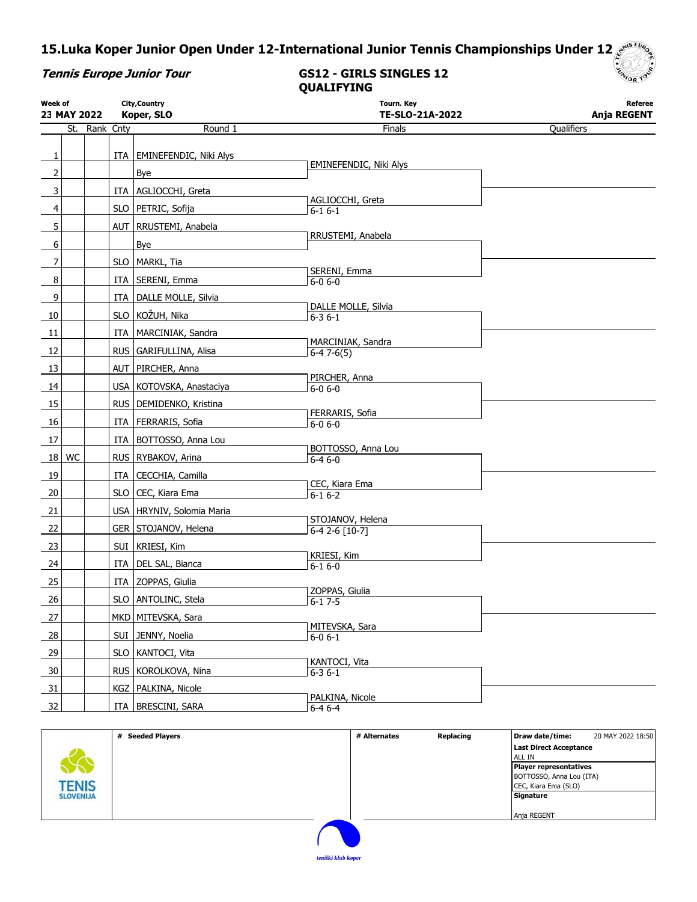# 15.Luka Koper Junior Open Under 12-International Junior Tennis Championships Under 12

***Tennis Europe Junior Tour***

## GS12 - GIRLS SINGLES 12 QUALIFYING

| Week of | City,Country | Tourn. Key | Referee |
|---|---|---|---|
| **23 MAY 2022** | **Koper, SLO** | **TE-SLO-21A-2022** | **Anja REGENT** |

| # | St. | Rank | Cnty | Round 1 | Finals | Qualifiers |
|---|---|---|---|---|---|---|
| 1 | | | ITA | EMINEFENDIC, Niki Alys | | |
| 2 | | | | Bye | EMINEFENDIC, Niki Alys | |
| 3 | | | ITA | AGLIOCCHI, Greta | | |
| 4 | | | SLO | PETRIC, Sofija | AGLIOCCHI, Greta 6-1 6-1 | |
| 5 | | | AUT | RRUSTEMI, Anabela | | |
| 6 | | | | Bye | RRUSTEMI, Anabela | |
| 7 | | | SLO | MARKL, Tia | | |
| 8 | | | ITA | SERENI, Emma | SERENI, Emma 6-0 6-0 | |
| 9 | | | ITA | DALLE MOLLE, Silvia | | |
| 10 | | | SLO | KOŽUH, Nika | DALLE MOLLE, Silvia 6-3 6-1 | |
| 11 | | | ITA | MARCINIAK, Sandra | | |
| 12 | | | RUS | GARIFULLINA, Alisa | MARCINIAK, Sandra 6-4 7-6(5) | |
| 13 | | | AUT | PIRCHER, Anna | | |
| 14 | | | USA | KOTOVSKA, Anastaciya | PIRCHER, Anna 6-0 6-0 | |
| 15 | | | RUS | DEMIDENKO, Kristina | | |
| 16 | | | ITA | FERRARIS, Sofia | FERRARIS, Sofia 6-0 6-0 | |
| 17 | | | ITA | BOTTOSSO, Anna Lou | | |
| 18 | WC | | RUS | RYBAKOV, Arina | BOTTOSSO, Anna Lou 6-4 6-0 | |
| 19 | | | ITA | CECCHIA, Camilla | | |
| 20 | | | SLO | CEC, Kiara Ema | CEC, Kiara Ema 6-1 6-2 | |
| 21 | | | USA | HRYNIV, Solomia Maria | | |
| 22 | | | GER | STOJANOV, Helena | STOJANOV, Helena 6-4 2-6 [10-7] | |
| 23 | | | SUI | KRIESI, Kim | | |
| 24 | | | ITA | DEL SAL, Bianca | KRIESI, Kim 6-1 6-0 | |
| 25 | | | ITA | ZOPPAS, Giulia | | |
| 26 | | | SLO | ANTOLINC, Stela | ZOPPAS, Giulia 6-1 7-5 | |
| 27 | | | MKD | MITEVSKA, Sara | | |
| 28 | | | SUI | JENNY, Noelia | MITEVSKA, Sara 6-0 6-1 | |
| 29 | | | SLO | KANTOCI, Vita | | |
| 30 | | | RUS | KOROLKOVA, Nina | KANTOCI, Vita 6-3 6-1 | |
| 31 | | | KGZ | PALKINA, Nicole | | |
| 32 | | | ITA | BRESCINI, SARA | PALKINA, Nicole 6-4 6-4 | |

| # Seeded Players | # Alternates | Replacing | Draw date/time: 20 MAY 2022 18:50 |
|---|---|---|---|
| | | | **Last Direct Acceptance** ALL IN |
| | | | **Player representatives** BOTTOSSO, Anna Lou (ITA) CEC, Kiara Ema (SLO) |
| | | | **Signature** Anja REGENT |

TENIS SLOVENIJA

teniški klub koper